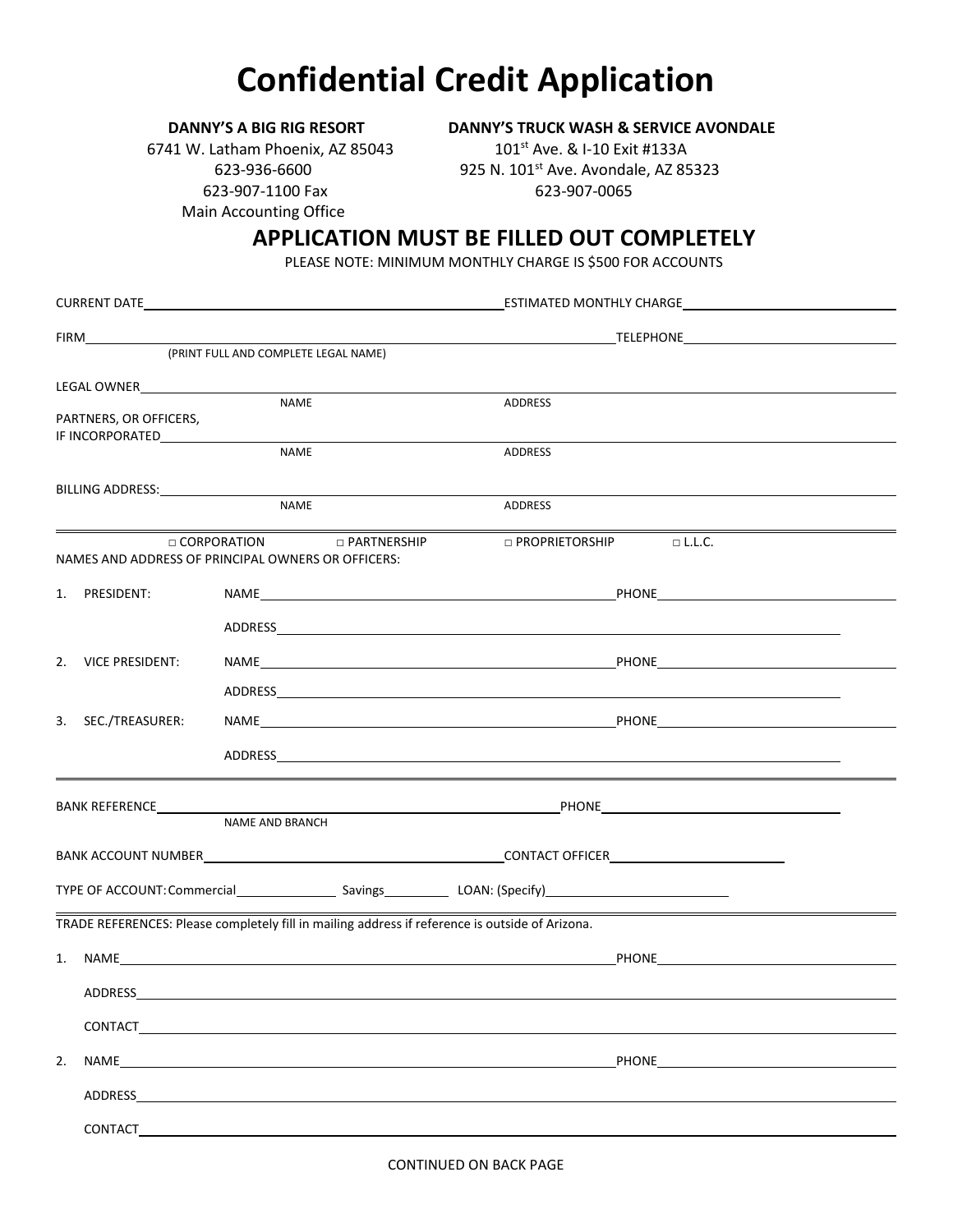# Confidential Credit Application

**DANNY'S A BIG RIG RESORT**
6741 W. Latham Phoenix, AZ 85043
623-936-6600
623-907-1100 Fax
Main Accounting Office

**DANNY'S TRUCK WASH & SERVICE AVONDALE**
101st Ave. & I-10 Exit #133A
925 N. 101st Ave. Avondale, AZ 85323
623-907-0065

## APPLICATION MUST BE FILLED OUT COMPLETELY

PLEASE NOTE: MINIMUM MONTHLY CHARGE IS $500 FOR ACCOUNTS

CURRENT DATE________________________ ESTIMATED MONTHLY CHARGE________________________

FIRM________________________ TELEPHONE________________________
(PRINT FULL AND COMPLETE LEGAL NAME)

LEGAL OWNER________________________
NAME ADDRESS

PARTNERS, OR OFFICERS, IF INCORPORATED________________________
NAME ADDRESS

BILLING ADDRESS:________________________
NAME ADDRESS

---

□ CORPORATION □ PARTNERSHIP □ PROPRIETORSHIP □ L.L.C.

NAMES AND ADDRESS OF PRINCIPAL OWNERS OR OFFICERS:

1. PRESIDENT: NAME________________________ PHONE________________________
   ADDRESS________________________
2. VICE PRESIDENT: NAME________________________ PHONE________________________
   ADDRESS________________________
3. SEC./TREASURER: NAME________________________ PHONE________________________
   ADDRESS________________________

---

BANK REFERENCE________________________ PHONE________________________
NAME AND BRANCH

BANK ACCOUNT NUMBER________________________ CONTACT OFFICER________________________

TYPE OF ACCOUNT: Commercial____________ Savings__________ LOAN: (Specify)________________________

---

TRADE REFERENCES: Please completely fill in mailing address if reference is outside of Arizona.

1. NAME________________________ PHONE________________________
   ADDRESS________________________
   CONTACT________________________
2. NAME________________________ PHONE________________________
   ADDRESS________________________
   CONTACT________________________

CONTINUED ON BACK PAGE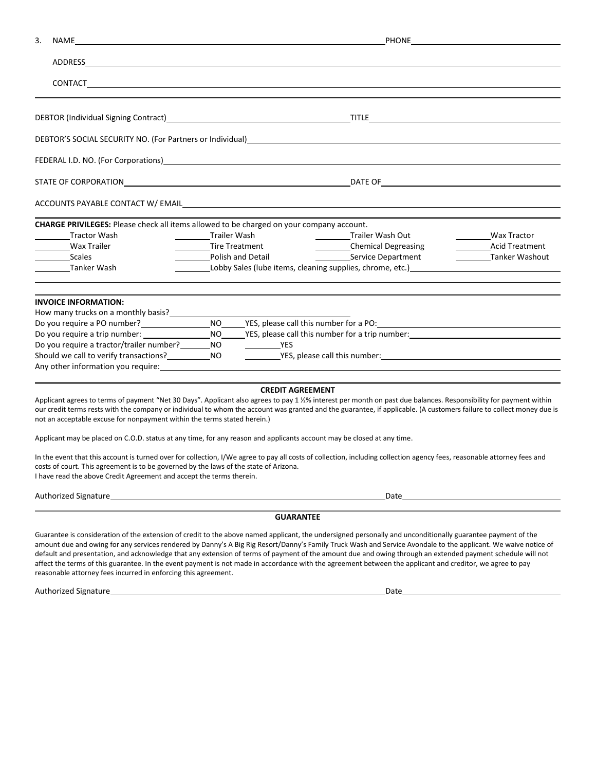3. NAME\_\_\_\_\_\_\_\_\_\_\_\_\_\_\_\_\_\_\_\_\_\_\_\_\_\_\_\_\_\_\_\_\_\_\_\_\_\_\_\_ PHONE\_\_\_\_\_\_\_\_\_\_\_\_\_\_\_\_\_\_\_\_\_\_\_\_

ADDRESS\_\_\_\_\_\_\_\_\_\_\_\_\_\_\_\_\_\_\_\_\_\_\_\_\_\_\_\_\_\_\_\_\_\_\_\_\_\_\_\_\_\_\_\_\_\_\_\_\_\_\_\_\_\_\_\_\_\_\_\_\_\_

CONTACT\_\_\_\_\_\_\_\_\_\_\_\_\_\_\_\_\_\_\_\_\_\_\_\_\_\_\_\_\_\_\_\_\_\_\_\_\_\_\_\_\_\_\_\_\_\_\_\_\_\_\_\_\_\_\_\_\_\_\_\_\_\_

---

DEBTOR (Individual Signing Contract)\_\_\_\_\_\_\_\_\_\_\_\_\_\_\_\_\_\_\_\_\_\_\_\_\_\_\_\_\_\_ TITLE\_\_\_\_\_\_\_\_\_\_\_\_\_\_\_\_\_\_\_\_\_\_\_\_

DEBTOR'S SOCIAL SECURITY NO. (For Partners or Individual)\_\_\_\_\_\_\_\_\_\_\_\_\_\_\_\_\_\_\_\_\_\_\_\_\_\_\_\_\_\_\_\_\_\_\_\_

FEDERAL I.D. NO. (For Corporations)\_\_\_\_\_\_\_\_\_\_\_\_\_\_\_\_\_\_\_\_\_\_\_\_\_\_\_\_\_\_\_\_\_\_\_\_\_\_\_\_\_\_\_\_\_\_\_\_\_\_\_\_

STATE OF CORPORATION\_\_\_\_\_\_\_\_\_\_\_\_\_\_\_\_\_\_\_\_\_\_\_\_\_\_\_\_\_\_\_\_\_\_\_\_\_ DATE OF\_\_\_\_\_\_\_\_\_\_\_\_\_\_\_\_\_\_\_\_\_\_\_\_

ACCOUNTS PAYABLE CONTACT W/ EMAIL\_\_\_\_\_\_\_\_\_\_\_\_\_\_\_\_\_\_\_\_\_\_\_\_\_\_\_\_\_\_\_\_\_\_\_\_\_\_\_\_\_\_\_\_\_\_\_\_\_\_

---

**CHARGE PRIVILEGES:** Please check all items allowed to be charged on your company account.

| | | | |
|---|---|---|---|
| \_\_\_\_\_\_\_\_ Tractor Wash | \_\_\_\_\_\_\_\_ Trailer Wash | \_\_\_\_\_\_\_\_ Trailer Wash Out | \_\_\_\_\_\_\_\_ Wax Tractor |
| \_\_\_\_\_\_\_\_ Wax Trailer | \_\_\_\_\_\_\_\_ Tire Treatment | \_\_\_\_\_\_\_\_ Chemical Degreasing | \_\_\_\_\_\_\_\_ Acid Treatment |
| \_\_\_\_\_\_\_\_ Scales | \_\_\_\_\_\_\_\_ Polish and Detail | \_\_\_\_\_\_\_\_ Service Department | \_\_\_\_\_\_\_\_ Tanker Washout |
| \_\_\_\_\_\_\_\_ Tanker Wash | \_\_\_\_\_\_\_\_ Lobby Sales (lube items, cleaning supplies, chrome, etc.)\_\_\_\_\_\_\_\_\_\_\_\_\_\_\_\_ | | |

---

**INVOICE INFORMATION:**

How many trucks on a monthly basis?\_\_\_\_\_\_\_\_\_\_\_\_\_\_\_\_\_\_\_\_\_\_\_\_\_\_\_\_\_\_

Do you require a PO number?\_\_\_\_\_\_\_\_\_\_ NO\_\_\_\_\_ YES, please call this number for a PO:\_\_\_\_\_\_\_\_\_\_\_\_\_\_\_\_\_\_\_\_\_\_\_\_

Do you require a trip number: \_\_\_\_\_\_\_\_\_\_ NO\_\_\_\_\_ YES, please call this number for a trip number:\_\_\_\_\_\_\_\_\_\_\_\_\_\_\_\_\_\_\_\_

Do you require a tractor/trailer number?\_\_\_\_\_\_\_ NO \_\_\_\_\_\_\_\_ YES

Should we call to verify transactions?\_\_\_\_\_\_\_\_\_ NO \_\_\_\_\_\_\_\_ YES, please call this number:\_\_\_\_\_\_\_\_\_\_\_\_\_\_\_\_\_\_\_\_\_\_\_\_

Any other information you require:\_\_\_\_\_\_\_\_\_\_\_\_\_\_\_\_\_\_\_\_\_\_\_\_\_\_\_\_\_\_\_\_\_\_\_\_\_\_\_\_\_\_\_\_\_\_\_\_\_\_\_\_\_\_

---

## CREDIT AGREEMENT

Applicant agrees to terms of payment "Net 30 Days". Applicant also agrees to pay 1 ½% interest per month on past due balances. Responsibility for payment within our credit terms rests with the company or individual to whom the account was granted and the guarantee, if applicable. (A customers failure to collect money due is not an acceptable excuse for nonpayment within the terms stated herein.)

Applicant may be placed on C.O.D. status at any time, for any reason and applicants account may be closed at any time.

In the event that this account is turned over for collection, I/We agree to pay all costs of collection, including collection agency fees, reasonable attorney fees and costs of court. This agreement is to be governed by the laws of the state of Arizona.
I have read the above Credit Agreement and accept the terms therein.

Authorized Signature\_\_\_\_\_\_\_\_\_\_\_\_\_\_\_\_\_\_\_\_\_\_\_\_\_\_\_\_\_\_\_\_\_\_\_\_\_\_\_\_\_\_\_\_ Date\_\_\_\_\_\_\_\_\_\_\_\_\_\_\_\_\_\_\_\_\_\_\_\_

---

## GUARANTEE

Guarantee is consideration of the extension of credit to the above named applicant, the undersigned personally and unconditionally guarantee payment of the amount due and owing for any services rendered by Danny's A Big Rig Resort/Danny's Family Truck Wash and Service Avondale to the applicant. We waive notice of default and presentation, and acknowledge that any extension of terms of payment of the amount due and owing through an extended payment schedule will not affect the terms of this guarantee. In the event payment is not made in accordance with the agreement between the applicant and creditor, we agree to pay reasonable attorney fees incurred in enforcing this agreement.

Authorized Signature\_\_\_\_\_\_\_\_\_\_\_\_\_\_\_\_\_\_\_\_\_\_\_\_\_\_\_\_\_\_\_\_\_\_\_\_\_\_\_\_\_\_\_\_ Date\_\_\_\_\_\_\_\_\_\_\_\_\_\_\_\_\_\_\_\_\_\_\_\_